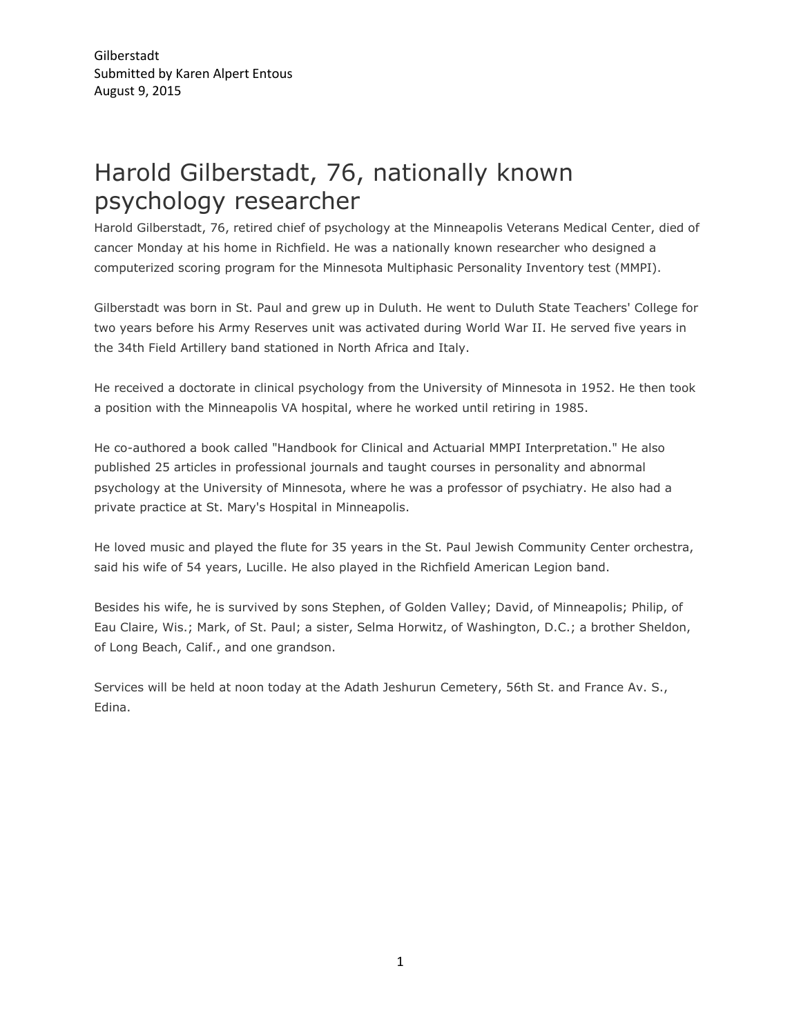Gilberstadt
Submitted by Karen Alpert Entous
August 9, 2015

# Harold Gilberstadt, 76, nationally known psychology researcher

Harold Gilberstadt, 76, retired chief of psychology at the Minneapolis Veterans Medical Center, died of cancer Monday at his home in Richfield. He was a nationally known researcher who designed a computerized scoring program for the Minnesota Multiphasic Personality Inventory test (MMPI).

Gilberstadt was born in St. Paul and grew up in Duluth. He went to Duluth State Teachers' College for two years before his Army Reserves unit was activated during World War II. He served five years in the 34th Field Artillery band stationed in North Africa and Italy.

He received a doctorate in clinical psychology from the University of Minnesota in 1952. He then took a position with the Minneapolis VA hospital, where he worked until retiring in 1985.

He co-authored a book called "Handbook for Clinical and Actuarial MMPI Interpretation." He also published 25 articles in professional journals and taught courses in personality and abnormal psychology at the University of Minnesota, where he was a professor of psychiatry. He also had a private practice at St. Mary's Hospital in Minneapolis.

He loved music and played the flute for 35 years in the St. Paul Jewish Community Center orchestra, said his wife of 54 years, Lucille. He also played in the Richfield American Legion band.

Besides his wife, he is survived by sons Stephen, of Golden Valley; David, of Minneapolis; Philip, of Eau Claire, Wis.; Mark, of St. Paul; a sister, Selma Horwitz, of Washington, D.C.; a brother Sheldon, of Long Beach, Calif., and one grandson.

Services will be held at noon today at the Adath Jeshurun Cemetery, 56th St. and France Av. S., Edina.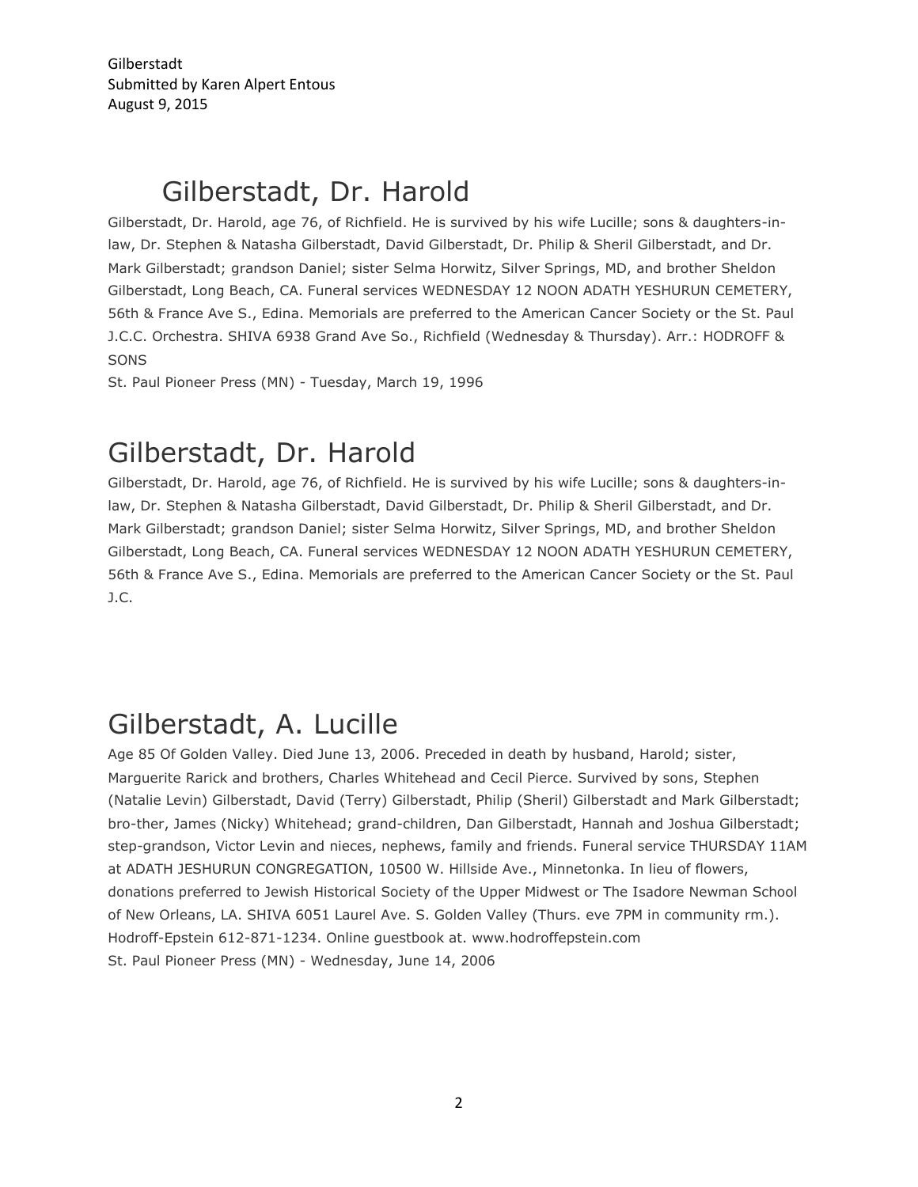Gilberstadt
Submitted by Karen Alpert Entous
August 9, 2015

# Gilberstadt, Dr. Harold

Gilberstadt, Dr. Harold, age 76, of Richfield. He is survived by his wife Lucille; sons & daughters-in-law, Dr. Stephen & Natasha Gilberstadt, David Gilberstadt, Dr. Philip & Sheril Gilberstadt, and Dr. Mark Gilberstadt; grandson Daniel; sister Selma Horwitz, Silver Springs, MD, and brother Sheldon Gilberstadt, Long Beach, CA. Funeral services WEDNESDAY 12 NOON ADATH YESHURUN CEMETERY, 56th & France Ave S., Edina. Memorials are preferred to the American Cancer Society or the St. Paul J.C.C. Orchestra. SHIVA 6938 Grand Ave So., Richfield (Wednesday & Thursday). Arr.: HODROFF & SONS

St. Paul Pioneer Press (MN) - Tuesday, March 19, 1996

# Gilberstadt, Dr. Harold

Gilberstadt, Dr. Harold, age 76, of Richfield. He is survived by his wife Lucille; sons & daughters-in-law, Dr. Stephen & Natasha Gilberstadt, David Gilberstadt, Dr. Philip & Sheril Gilberstadt, and Dr. Mark Gilberstadt; grandson Daniel; sister Selma Horwitz, Silver Springs, MD, and brother Sheldon Gilberstadt, Long Beach, CA. Funeral services WEDNESDAY 12 NOON ADATH YESHURUN CEMETERY, 56th & France Ave S., Edina. Memorials are preferred to the American Cancer Society or the St. Paul J.C.

# Gilberstadt, A. Lucille

Age 85 Of Golden Valley. Died June 13, 2006. Preceded in death by husband, Harold; sister, Marguerite Rarick and brothers, Charles Whitehead and Cecil Pierce. Survived by sons, Stephen (Natalie Levin) Gilberstadt, David (Terry) Gilberstadt, Philip (Sheril) Gilberstadt and Mark Gilberstadt; bro-ther, James (Nicky) Whitehead; grand-children, Dan Gilberstadt, Hannah and Joshua Gilberstadt; step-grandson, Victor Levin and nieces, nephews, family and friends. Funeral service THURSDAY 11AM at ADATH JESHURUN CONGREGATION, 10500 W. Hillside Ave., Minnetonka. In lieu of flowers, donations preferred to Jewish Historical Society of the Upper Midwest or The Isadore Newman School of New Orleans, LA. SHIVA 6051 Laurel Ave. S. Golden Valley (Thurs. eve 7PM in community rm.). Hodroff-Epstein 612-871-1234. Online guestbook at. www.hodroffepstein.com

St. Paul Pioneer Press (MN) - Wednesday, June 14, 2006